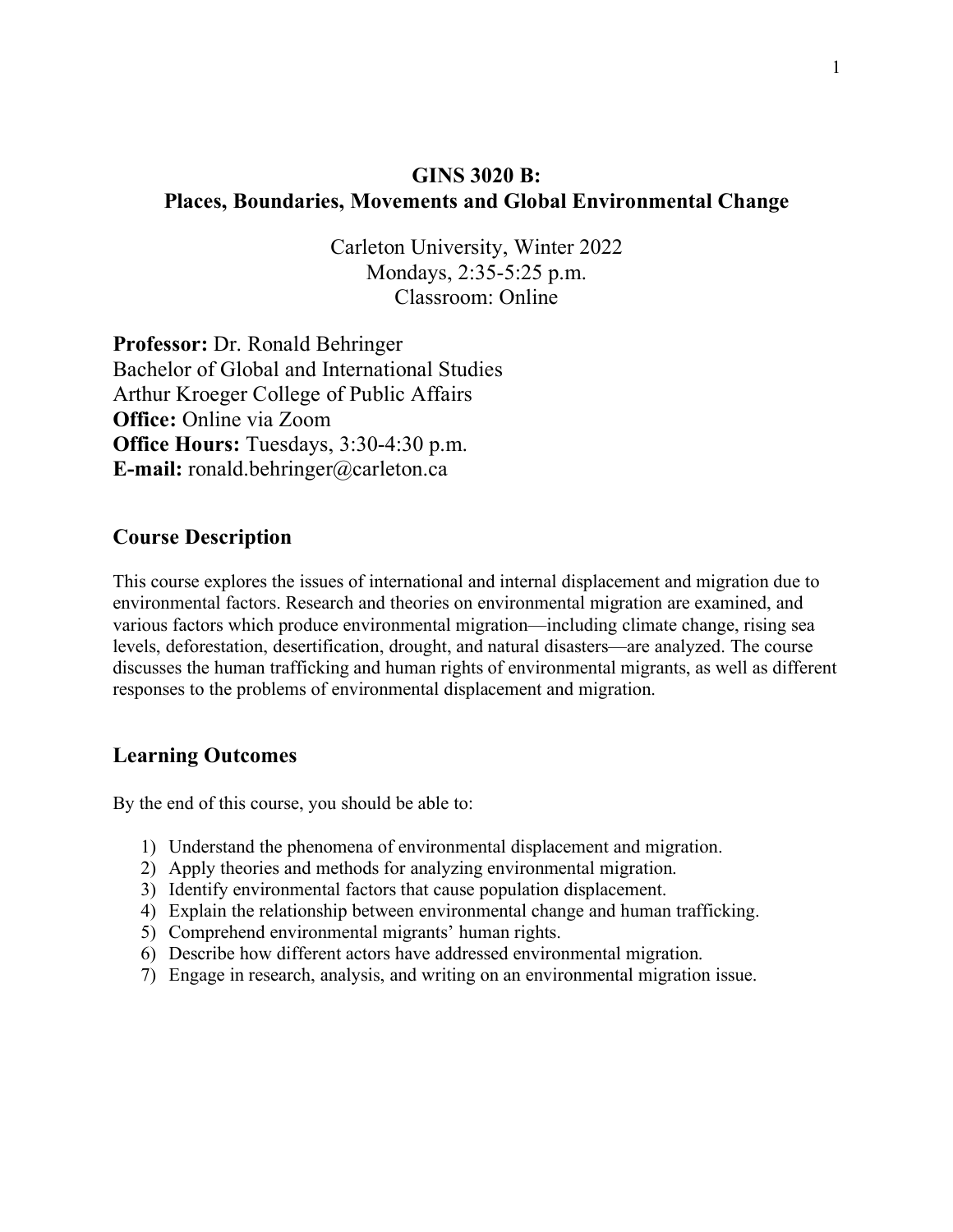# GINS 3020 B:
# Places, Boundaries, Movements and Global Environmental Change

Carleton University, Winter 2022
Mondays, 2:35-5:25 p.m.
Classroom: Online

**Professor:** Dr. Ronald Behringer
Bachelor of Global and International Studies
Arthur Kroeger College of Public Affairs
**Office:** Online via Zoom
**Office Hours:** Tuesdays, 3:30-4:30 p.m.
**E-mail:** ronald.behringer@carleton.ca

## Course Description

This course explores the issues of international and internal displacement and migration due to environmental factors. Research and theories on environmental migration are examined, and various factors which produce environmental migration—including climate change, rising sea levels, deforestation, desertification, drought, and natural disasters—are analyzed. The course discusses the human trafficking and human rights of environmental migrants, as well as different responses to the problems of environmental displacement and migration.

## Learning Outcomes

By the end of this course, you should be able to:

1) Understand the phenomena of environmental displacement and migration.
2) Apply theories and methods for analyzing environmental migration.
3) Identify environmental factors that cause population displacement.
4) Explain the relationship between environmental change and human trafficking.
5) Comprehend environmental migrants' human rights.
6) Describe how different actors have addressed environmental migration.
7) Engage in research, analysis, and writing on an environmental migration issue.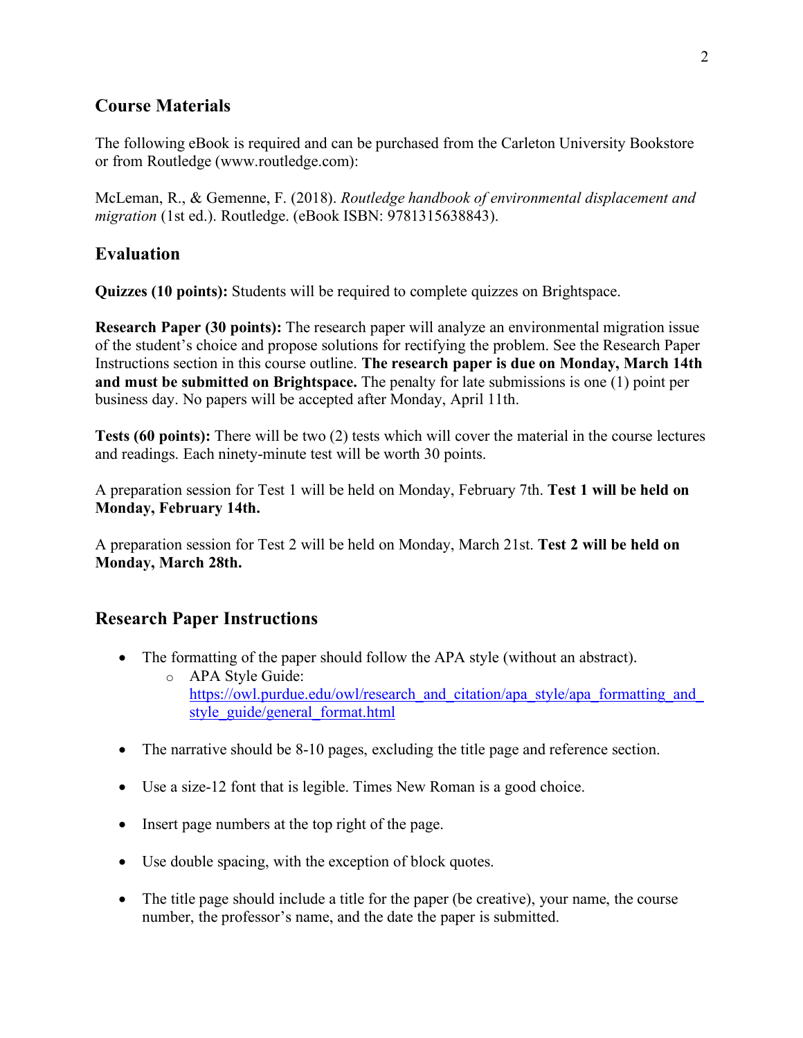## Course Materials

The following eBook is required and can be purchased from the Carleton University Bookstore or from Routledge (www.routledge.com):

McLeman, R., & Gemenne, F. (2018). *Routledge handbook of environmental displacement and migration* (1st ed.). Routledge. (eBook ISBN: 9781315638843).

## Evaluation

**Quizzes (10 points):** Students will be required to complete quizzes on Brightspace.

**Research Paper (30 points):** The research paper will analyze an environmental migration issue of the student's choice and propose solutions for rectifying the problem. See the Research Paper Instructions section in this course outline. **The research paper is due on Monday, March 14th and must be submitted on Brightspace.** The penalty for late submissions is one (1) point per business day. No papers will be accepted after Monday, April 11th.

**Tests (60 points):** There will be two (2) tests which will cover the material in the course lectures and readings. Each ninety-minute test will be worth 30 points.

A preparation session for Test 1 will be held on Monday, February 7th. **Test 1 will be held on Monday, February 14th.**

A preparation session for Test 2 will be held on Monday, March 21st. **Test 2 will be held on Monday, March 28th.**

## Research Paper Instructions

- The formatting of the paper should follow the APA style (without an abstract).
  - APA Style Guide: [https://owl.purdue.edu/owl/research_and_citation/apa_style/apa_formatting_and_style_guide/general_format.html](https://owl.purdue.edu/owl/research_and_citation/apa_style/apa_formatting_and_style_guide/general_format.html)

- The narrative should be 8-10 pages, excluding the title page and reference section.

- Use a size-12 font that is legible. Times New Roman is a good choice.

- Insert page numbers at the top right of the page.

- Use double spacing, with the exception of block quotes.

- The title page should include a title for the paper (be creative), your name, the course number, the professor's name, and the date the paper is submitted.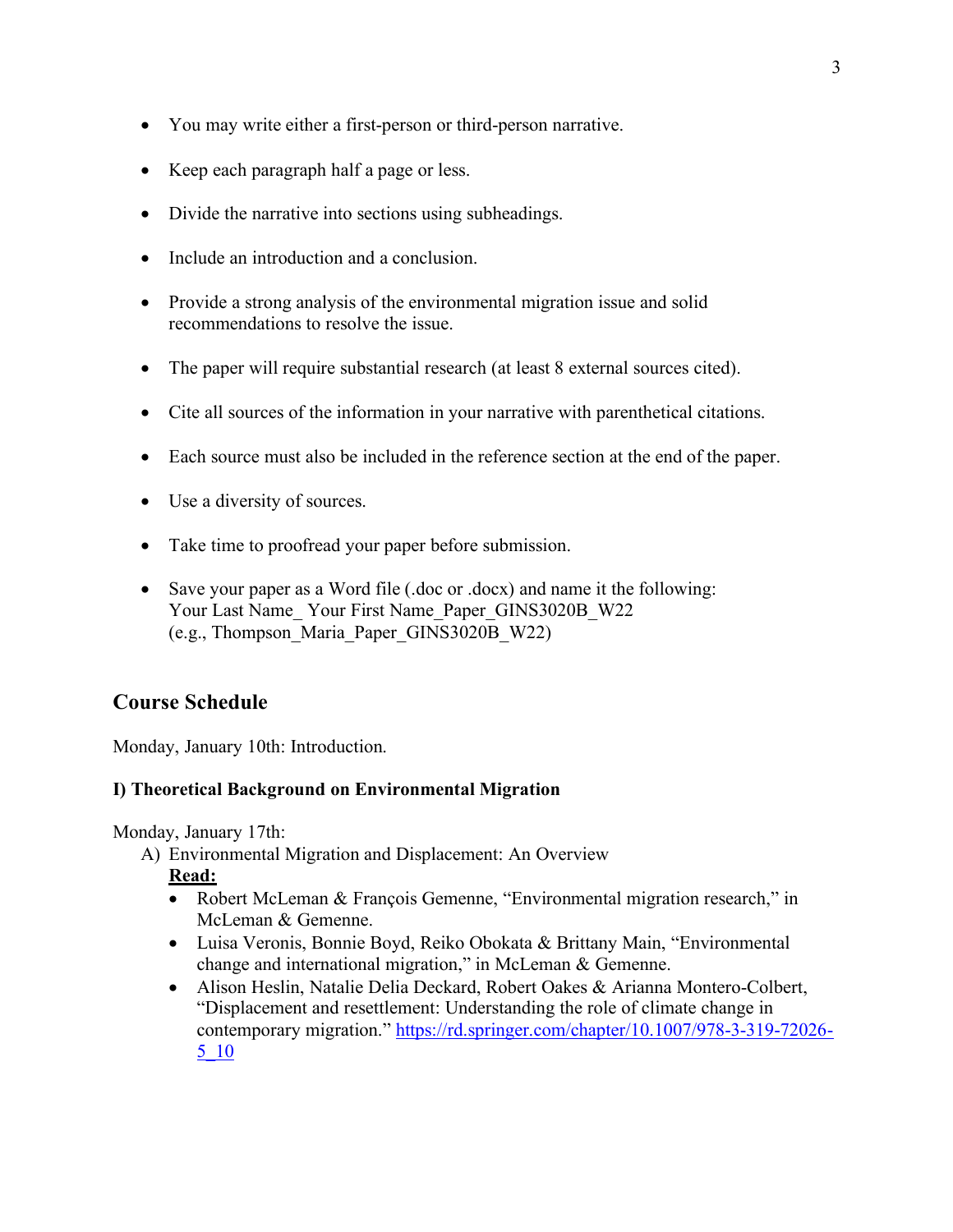- You may write either a first-person or third-person narrative.
- Keep each paragraph half a page or less.
- Divide the narrative into sections using subheadings.
- Include an introduction and a conclusion.
- Provide a strong analysis of the environmental migration issue and solid recommendations to resolve the issue.
- The paper will require substantial research (at least 8 external sources cited).
- Cite all sources of the information in your narrative with parenthetical citations.
- Each source must also be included in the reference section at the end of the paper.
- Use a diversity of sources.
- Take time to proofread your paper before submission.
- Save your paper as a Word file (.doc or .docx) and name it the following: Your Last Name_ Your First Name_Paper_GINS3020B_W22 (e.g., Thompson_Maria_Paper_GINS3020B_W22)

## Course Schedule

Monday, January 10th: Introduction.

### I) Theoretical Background on Environmental Migration

Monday, January 17th:

A) Environmental Migration and Displacement: An Overview

**Read:**

- Robert McLeman & François Gemenne, "Environmental migration research," in McLeman & Gemenne.
- Luisa Veronis, Bonnie Boyd, Reiko Obokata & Brittany Main, "Environmental change and international migration," in McLeman & Gemenne.
- Alison Heslin, Natalie Delia Deckard, Robert Oakes & Arianna Montero-Colbert, "Displacement and resettlement: Understanding the role of climate change in contemporary migration." https://rd.springer.com/chapter/10.1007/978-3-319-72026-5_10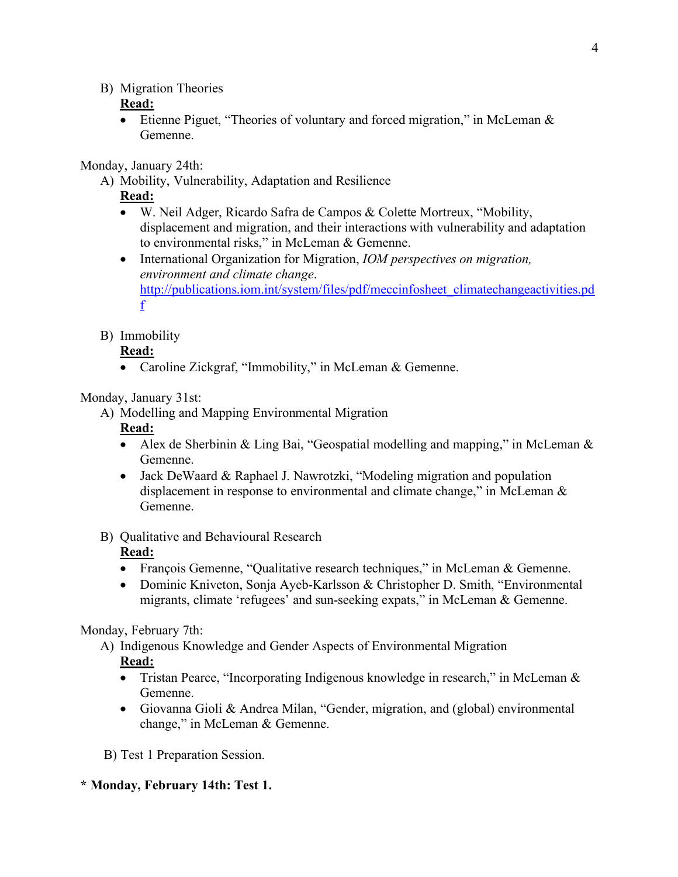B) Migration Theories

**Read:**

- Etienne Piguet, "Theories of voluntary and forced migration," in McLeman & Gemenne.

Monday, January 24th:

A) Mobility, Vulnerability, Adaptation and Resilience

**Read:**

- W. Neil Adger, Ricardo Safra de Campos & Colette Mortreux, "Mobility, displacement and migration, and their interactions with vulnerability and adaptation to environmental risks," in McLeman & Gemenne.
- International Organization for Migration, *IOM perspectives on migration, environment and climate change*. http://publications.iom.int/system/files/pdf/meccinfosheet_climatechangeactivities.pdf

B) Immobility

**Read:**

- Caroline Zickgraf, "Immobility," in McLeman & Gemenne.

Monday, January 31st:

A) Modelling and Mapping Environmental Migration

**Read:**

- Alex de Sherbinin & Ling Bai, "Geospatial modelling and mapping," in McLeman & Gemenne.
- Jack DeWaard & Raphael J. Nawrotzki, "Modeling migration and population displacement in response to environmental and climate change," in McLeman & Gemenne.

B) Qualitative and Behavioural Research

**Read:**

- François Gemenne, "Qualitative research techniques," in McLeman & Gemenne.
- Dominic Kniveton, Sonja Ayeb-Karlsson & Christopher D. Smith, "Environmental migrants, climate 'refugees' and sun-seeking expats," in McLeman & Gemenne.

Monday, February 7th:

A) Indigenous Knowledge and Gender Aspects of Environmental Migration

**Read:**

- Tristan Pearce, "Incorporating Indigenous knowledge in research," in McLeman & Gemenne.
- Giovanna Gioli & Andrea Milan, "Gender, migration, and (global) environmental change," in McLeman & Gemenne.

B) Test 1 Preparation Session.

**\* Monday, February 14th: Test 1.**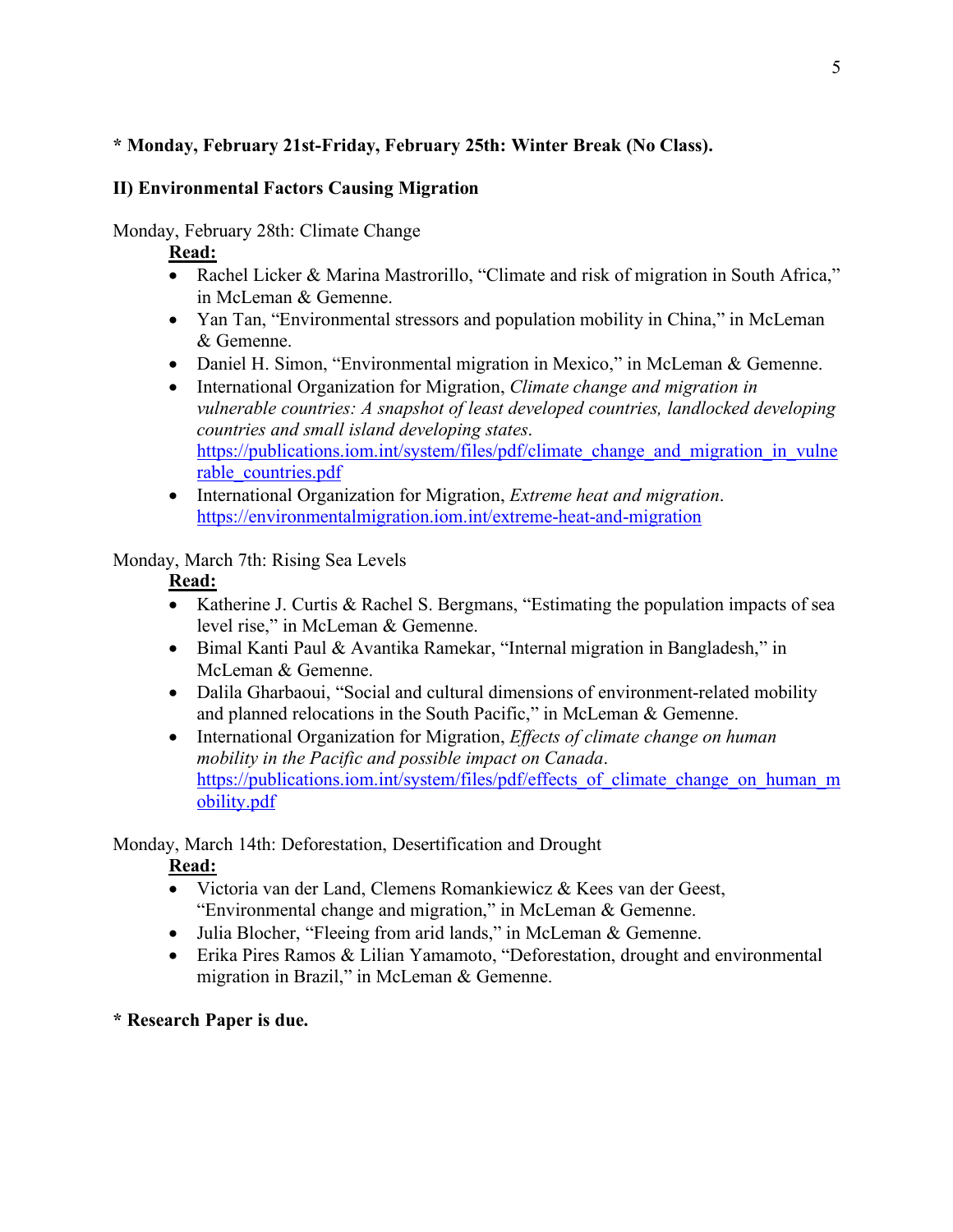**\* Monday, February 21st-Friday, February 25th: Winter Break (No Class).**

**II) Environmental Factors Causing Migration**

Monday, February 28th: Climate Change

**Read:**

- Rachel Licker & Marina Mastrorillo, "Climate and risk of migration in South Africa," in McLeman & Gemenne.
- Yan Tan, "Environmental stressors and population mobility in China," in McLeman & Gemenne.
- Daniel H. Simon, "Environmental migration in Mexico," in McLeman & Gemenne.
- International Organization for Migration, *Climate change and migration in vulnerable countries: A snapshot of least developed countries, landlocked developing countries and small island developing states*. https://publications.iom.int/system/files/pdf/climate_change_and_migration_in_vulnerable_countries.pdf
- International Organization for Migration, *Extreme heat and migration*. https://environmentalmigration.iom.int/extreme-heat-and-migration

Monday, March 7th: Rising Sea Levels

**Read:**

- Katherine J. Curtis & Rachel S. Bergmans, "Estimating the population impacts of sea level rise," in McLeman & Gemenne.
- Bimal Kanti Paul & Avantika Ramekar, "Internal migration in Bangladesh," in McLeman & Gemenne.
- Dalila Gharbaoui, "Social and cultural dimensions of environment-related mobility and planned relocations in the South Pacific," in McLeman & Gemenne.
- International Organization for Migration, *Effects of climate change on human mobility in the Pacific and possible impact on Canada*. https://publications.iom.int/system/files/pdf/effects_of_climate_change_on_human_mobility.pdf

Monday, March 14th: Deforestation, Desertification and Drought

**Read:**

- Victoria van der Land, Clemens Romankiewicz & Kees van der Geest, "Environmental change and migration," in McLeman & Gemenne.
- Julia Blocher, "Fleeing from arid lands," in McLeman & Gemenne.
- Erika Pires Ramos & Lilian Yamamoto, "Deforestation, drought and environmental migration in Brazil," in McLeman & Gemenne.

**\* Research Paper is due.**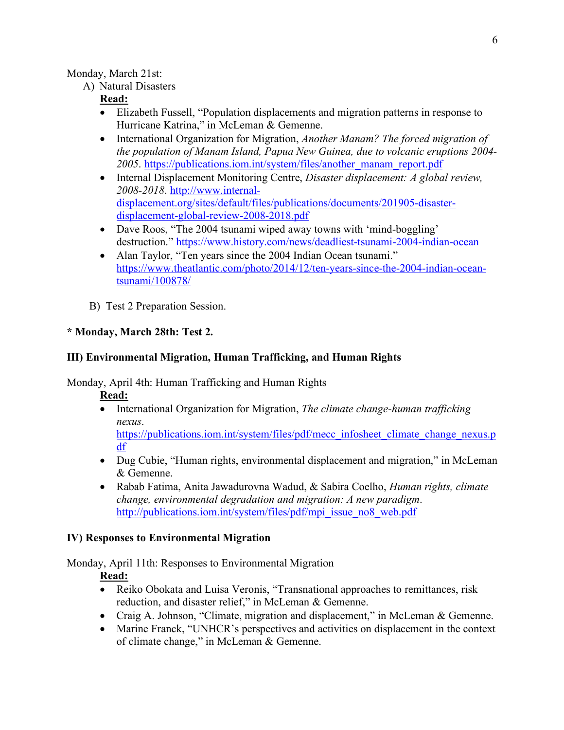Monday, March 21st:

A) Natural Disasters

**Read:**

- Elizabeth Fussell, "Population displacements and migration patterns in response to Hurricane Katrina," in McLeman & Gemenne.
- International Organization for Migration, *Another Manam? The forced migration of the population of Manam Island, Papua New Guinea, due to volcanic eruptions 2004-2005*. https://publications.iom.int/system/files/another_manam_report.pdf
- Internal Displacement Monitoring Centre, *Disaster displacement: A global review, 2008-2018*. http://www.internal-displacement.org/sites/default/files/publications/documents/201905-disaster-displacement-global-review-2008-2018.pdf
- Dave Roos, "The 2004 tsunami wiped away towns with 'mind-boggling' destruction." https://www.history.com/news/deadliest-tsunami-2004-indian-ocean
- Alan Taylor, "Ten years since the 2004 Indian Ocean tsunami." https://www.theatlantic.com/photo/2014/12/ten-years-since-the-2004-indian-ocean-tsunami/100878/

B) Test 2 Preparation Session.

**\* Monday, March 28th: Test 2.**

## III) Environmental Migration, Human Trafficking, and Human Rights

Monday, April 4th: Human Trafficking and Human Rights

**Read:**

- International Organization for Migration, *The climate change-human trafficking nexus*. https://publications.iom.int/system/files/pdf/mecc_infosheet_climate_change_nexus.pdf
- Dug Cubie, "Human rights, environmental displacement and migration," in McLeman & Gemenne.
- Rabab Fatima, Anita Jawadurovna Wadud, & Sabira Coelho, *Human rights, climate change, environmental degradation and migration: A new paradigm*. http://publications.iom.int/system/files/pdf/mpi_issue_no8_web.pdf

## IV) Responses to Environmental Migration

Monday, April 11th: Responses to Environmental Migration

**Read:**

- Reiko Obokata and Luisa Veronis, "Transnational approaches to remittances, risk reduction, and disaster relief," in McLeman & Gemenne.
- Craig A. Johnson, "Climate, migration and displacement," in McLeman & Gemenne.
- Marine Franck, "UNHCR's perspectives and activities on displacement in the context of climate change," in McLeman & Gemenne.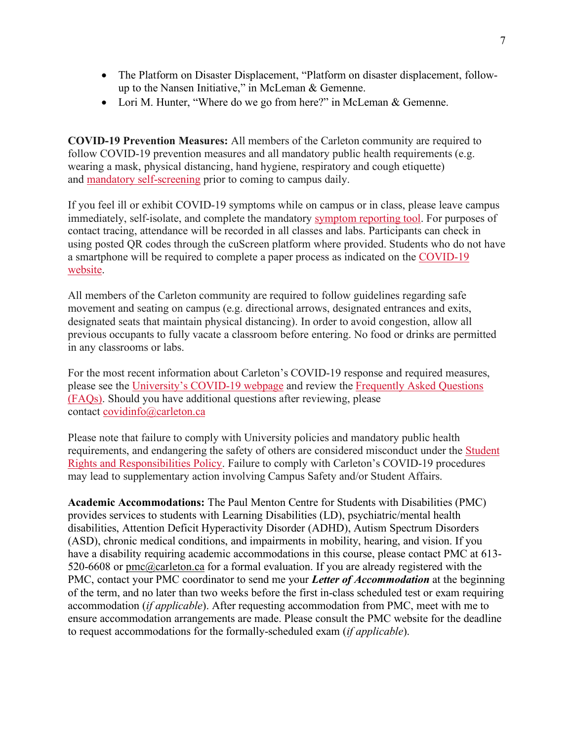- The Platform on Disaster Displacement, "Platform on disaster displacement, follow-up to the Nansen Initiative," in McLeman & Gemenne.
- Lori M. Hunter, "Where do we go from here?" in McLeman & Gemenne.

**COVID-19 Prevention Measures:** All members of the Carleton community are required to follow COVID-19 prevention measures and all mandatory public health requirements (e.g. wearing a mask, physical distancing, hand hygiene, respiratory and cough etiquette) and mandatory self-screening prior to coming to campus daily.

If you feel ill or exhibit COVID-19 symptoms while on campus or in class, please leave campus immediately, self-isolate, and complete the mandatory symptom reporting tool. For purposes of contact tracing, attendance will be recorded in all classes and labs. Participants can check in using posted QR codes through the cuScreen platform where provided. Students who do not have a smartphone will be required to complete a paper process as indicated on the COVID-19 website.

All members of the Carleton community are required to follow guidelines regarding safe movement and seating on campus (e.g. directional arrows, designated entrances and exits, designated seats that maintain physical distancing). In order to avoid congestion, allow all previous occupants to fully vacate a classroom before entering. No food or drinks are permitted in any classrooms or labs.

For the most recent information about Carleton's COVID-19 response and required measures, please see the University's COVID-19 webpage and review the Frequently Asked Questions (FAQs). Should you have additional questions after reviewing, please contact covidinfo@carleton.ca

Please note that failure to comply with University policies and mandatory public health requirements, and endangering the safety of others are considered misconduct under the Student Rights and Responsibilities Policy. Failure to comply with Carleton's COVID-19 procedures may lead to supplementary action involving Campus Safety and/or Student Affairs.

**Academic Accommodations:** The Paul Menton Centre for Students with Disabilities (PMC) provides services to students with Learning Disabilities (LD), psychiatric/mental health disabilities, Attention Deficit Hyperactivity Disorder (ADHD), Autism Spectrum Disorders (ASD), chronic medical conditions, and impairments in mobility, hearing, and vision. If you have a disability requiring academic accommodations in this course, please contact PMC at 613-520-6608 or pmc@carleton.ca for a formal evaluation. If you are already registered with the PMC, contact your PMC coordinator to send me your ***Letter of Accommodation*** at the beginning of the term, and no later than two weeks before the first in-class scheduled test or exam requiring accommodation (*if applicable*). After requesting accommodation from PMC, meet with me to ensure accommodation arrangements are made. Please consult the PMC website for the deadline to request accommodations for the formally-scheduled exam (*if applicable*).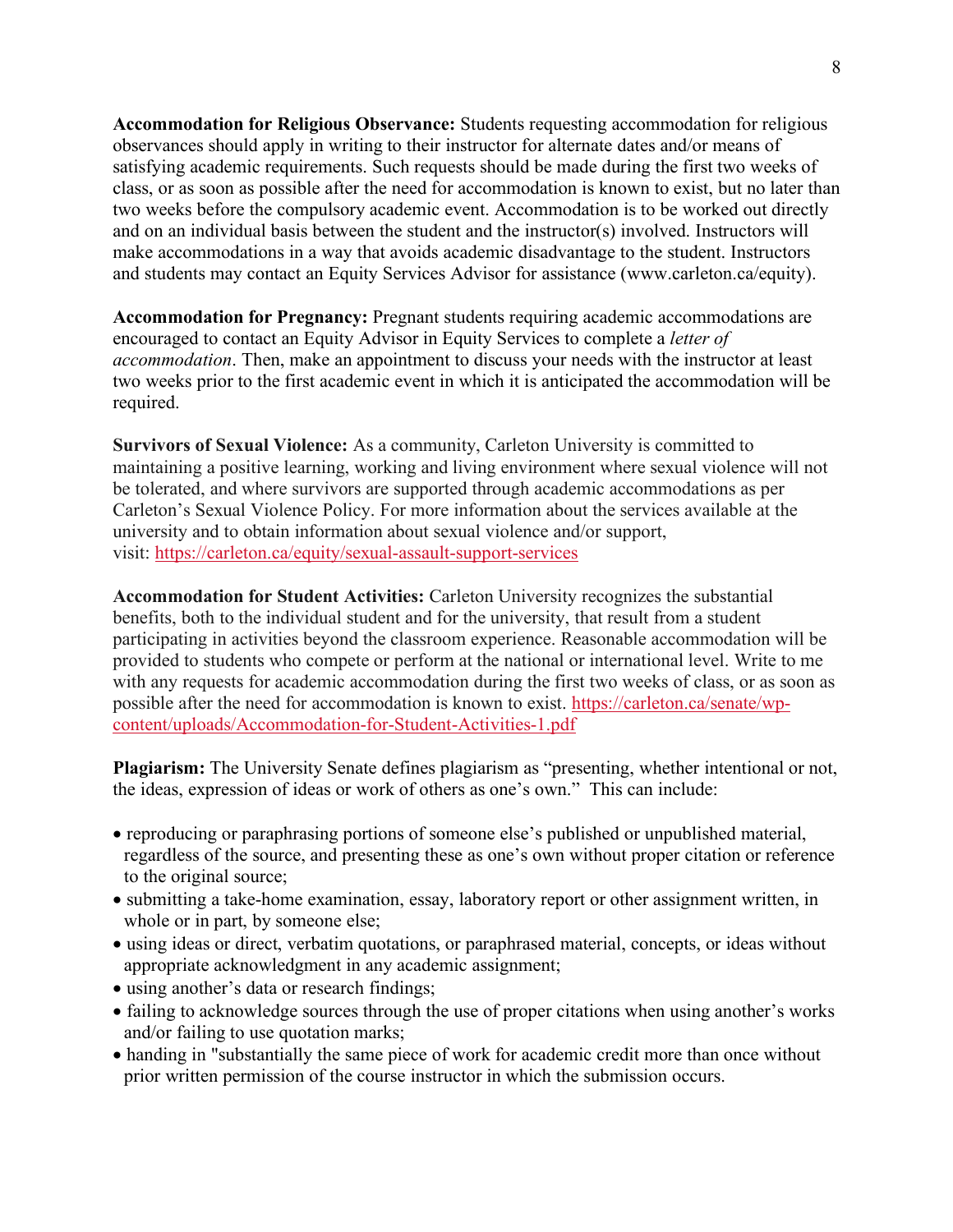**Accommodation for Religious Observance:** Students requesting accommodation for religious observances should apply in writing to their instructor for alternate dates and/or means of satisfying academic requirements. Such requests should be made during the first two weeks of class, or as soon as possible after the need for accommodation is known to exist, but no later than two weeks before the compulsory academic event. Accommodation is to be worked out directly and on an individual basis between the student and the instructor(s) involved. Instructors will make accommodations in a way that avoids academic disadvantage to the student. Instructors and students may contact an Equity Services Advisor for assistance (www.carleton.ca/equity).

**Accommodation for Pregnancy:** Pregnant students requiring academic accommodations are encouraged to contact an Equity Advisor in Equity Services to complete a *letter of accommodation*. Then, make an appointment to discuss your needs with the instructor at least two weeks prior to the first academic event in which it is anticipated the accommodation will be required.

**Survivors of Sexual Violence:** As a community, Carleton University is committed to maintaining a positive learning, working and living environment where sexual violence will not be tolerated, and where survivors are supported through academic accommodations as per Carleton's Sexual Violence Policy. For more information about the services available at the university and to obtain information about sexual violence and/or support, visit: https://carleton.ca/equity/sexual-assault-support-services

**Accommodation for Student Activities:** Carleton University recognizes the substantial benefits, both to the individual student and for the university, that result from a student participating in activities beyond the classroom experience. Reasonable accommodation will be provided to students who compete or perform at the national or international level. Write to me with any requests for academic accommodation during the first two weeks of class, or as soon as possible after the need for accommodation is known to exist. https://carleton.ca/senate/wp-content/uploads/Accommodation-for-Student-Activities-1.pdf

**Plagiarism:** The University Senate defines plagiarism as "presenting, whether intentional or not, the ideas, expression of ideas or work of others as one's own." This can include:

- reproducing or paraphrasing portions of someone else's published or unpublished material, regardless of the source, and presenting these as one's own without proper citation or reference to the original source;
- submitting a take-home examination, essay, laboratory report or other assignment written, in whole or in part, by someone else;
- using ideas or direct, verbatim quotations, or paraphrased material, concepts, or ideas without appropriate acknowledgment in any academic assignment;
- using another's data or research findings;
- failing to acknowledge sources through the use of proper citations when using another's works and/or failing to use quotation marks;
- handing in "substantially the same piece of work for academic credit more than once without prior written permission of the course instructor in which the submission occurs.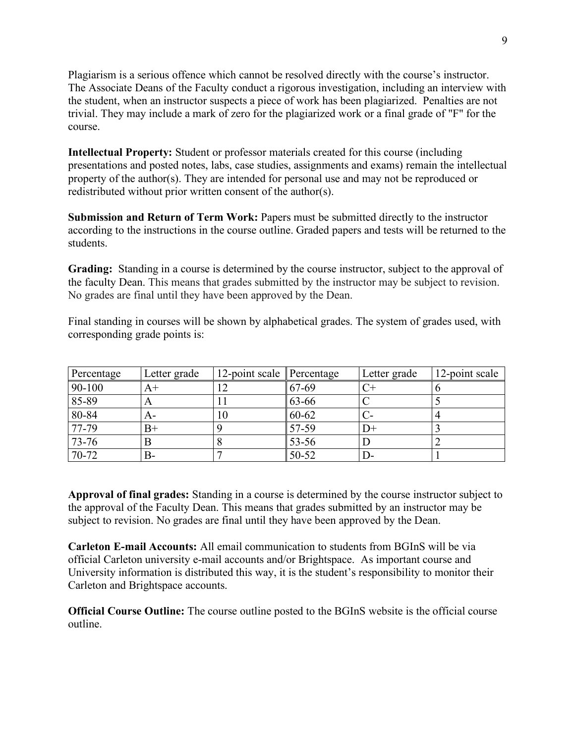Plagiarism is a serious offence which cannot be resolved directly with the course's instructor. The Associate Deans of the Faculty conduct a rigorous investigation, including an interview with the student, when an instructor suspects a piece of work has been plagiarized. Penalties are not trivial. They may include a mark of zero for the plagiarized work or a final grade of "F" for the course.

**Intellectual Property:** Student or professor materials created for this course (including presentations and posted notes, labs, case studies, assignments and exams) remain the intellectual property of the author(s). They are intended for personal use and may not be reproduced or redistributed without prior written consent of the author(s).

**Submission and Return of Term Work:** Papers must be submitted directly to the instructor according to the instructions in the course outline. Graded papers and tests will be returned to the students.

**Grading:** Standing in a course is determined by the course instructor, subject to the approval of the faculty Dean. This means that grades submitted by the instructor may be subject to revision. No grades are final until they have been approved by the Dean.

Final standing in courses will be shown by alphabetical grades. The system of grades used, with corresponding grade points is:

| Percentage | Letter grade | 12-point scale | Percentage | Letter grade | 12-point scale |
|---|---|---|---|---|---|
| 90-100 | A+ | 12 | 67-69 | C+ | 6 |
| 85-89 | A | 11 | 63-66 | C | 5 |
| 80-84 | A- | 10 | 60-62 | C- | 4 |
| 77-79 | B+ | 9 | 57-59 | D+ | 3 |
| 73-76 | B | 8 | 53-56 | D | 2 |
| 70-72 | B- | 7 | 50-52 | D- | 1 |

**Approval of final grades:** Standing in a course is determined by the course instructor subject to the approval of the Faculty Dean. This means that grades submitted by an instructor may be subject to revision. No grades are final until they have been approved by the Dean.

**Carleton E-mail Accounts:** All email communication to students from BGInS will be via official Carleton university e-mail accounts and/or Brightspace. As important course and University information is distributed this way, it is the student's responsibility to monitor their Carleton and Brightspace accounts.

**Official Course Outline:** The course outline posted to the BGInS website is the official course outline.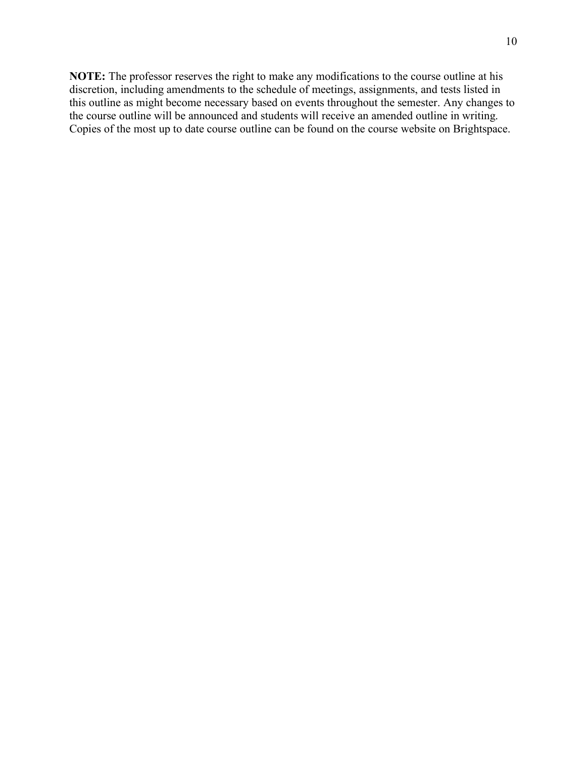**NOTE:** The professor reserves the right to make any modifications to the course outline at his discretion, including amendments to the schedule of meetings, assignments, and tests listed in this outline as might become necessary based on events throughout the semester. Any changes to the course outline will be announced and students will receive an amended outline in writing. Copies of the most up to date course outline can be found on the course website on Brightspace.